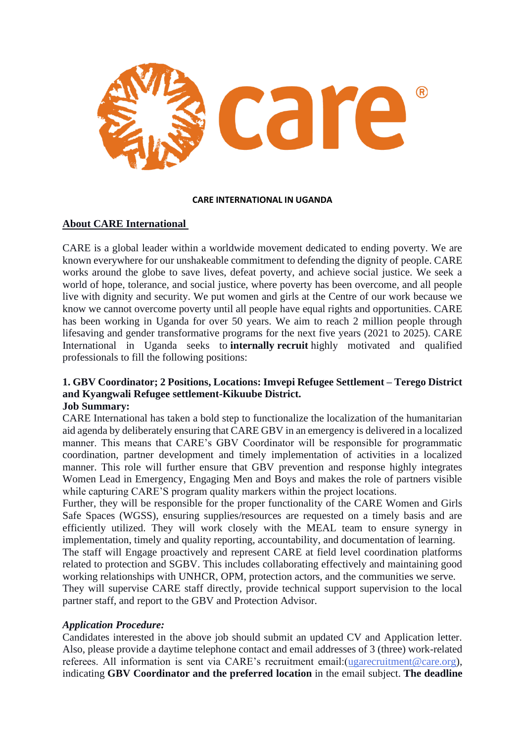**CARE INTERNATIONAL IN UGANDA**

## About CARE International

CARE is a global leader within a worldwide movement dedicated to ending poverty. We are known everywhere for our unshakeable commitment to defending the dignity of people. CARE works around the globe to save lives, defeat poverty, and achieve social justice. We seek a world of hope, tolerance, and social justice, where poverty has been overcome, and all people live with dignity and security. We put women and girls at the Centre of our work because we know we cannot overcome poverty until all people have equal rights and opportunities. CARE has been working in Uganda for over 50 years. We aim to reach 2 million people through lifesaving and gender transformative programs for the next five years (2021 to 2025). CARE International in Uganda seeks to **internally recruit** highly motivated and qualified professionals to fill the following positions:

### 1. GBV Coordinator; 2 Positions, Locations: Imvepi Refugee Settlement – Terego District and Kyangwali Refugee settlement-Kikuube District.

**Job Summary:**

CARE International has taken a bold step to functionalize the localization of the humanitarian aid agenda by deliberately ensuring that CARE GBV in an emergency is delivered in a localized manner. This means that CARE's GBV Coordinator will be responsible for programmatic coordination, partner development and timely implementation of activities in a localized manner. This role will further ensure that GBV prevention and response highly integrates Women Lead in Emergency, Engaging Men and Boys and makes the role of partners visible while capturing CARE'S program quality markers within the project locations.

Further, they will be responsible for the proper functionality of the CARE Women and Girls Safe Spaces (WGSS), ensuring supplies/resources are requested on a timely basis and are efficiently utilized. They will work closely with the MEAL team to ensure synergy in implementation, timely and quality reporting, accountability, and documentation of learning.

The staff will Engage proactively and represent CARE at field level coordination platforms related to protection and SGBV. This includes collaborating effectively and maintaining good working relationships with UNHCR, OPM, protection actors, and the communities we serve.

They will supervise CARE staff directly, provide technical support supervision to the local partner staff, and report to the GBV and Protection Advisor.

***Application Procedure:***

Candidates interested in the above job should submit an updated CV and Application letter. Also, please provide a daytime telephone contact and email addresses of 3 (three) work-related referees. All information is sent via CARE's recruitment email:(ugarecruitment@care.org), indicating **GBV Coordinator and the preferred location** in the email subject. **The deadline**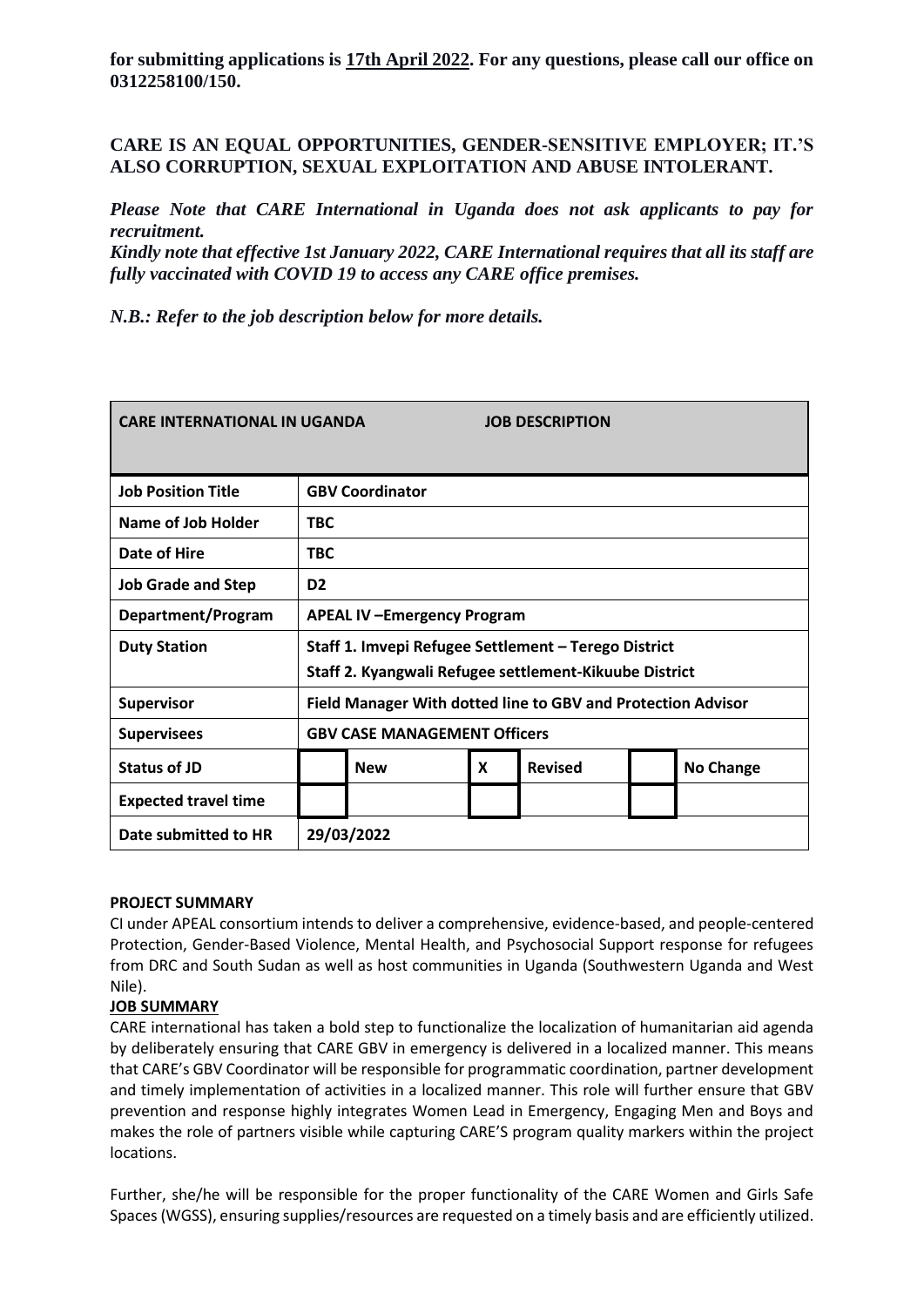**for submitting applications is 17th April 2022. For any questions, please call our office on 0312258100/150.**

**CARE IS AN EQUAL OPPORTUNITIES, GENDER-SENSITIVE EMPLOYER; IT.'S ALSO CORRUPTION, SEXUAL EXPLOITATION AND ABUSE INTOLERANT.**

***Please Note that CARE International in Uganda does not ask applicants to pay for recruitment.***

***Kindly note that effective 1st January 2022, CARE International requires that all its staff are fully vaccinated with COVID 19 to access any CARE office premises.***

***N.B.: Refer to the job description below for more details.***

| **CARE INTERNATIONAL IN UGANDA** | **JOB DESCRIPTION** | | | | | |
|---|---|---|---|---|---|---|
| **Job Position Title** | **GBV Coordinator** | | | | | |
| **Name of Job Holder** | **TBC** | | | | | |
| **Date of Hire** | **TBC** | | | | | |
| **Job Grade and Step** | **D2** | | | | | |
| **Department/Program** | **APEAL IV –Emergency Program** | | | | | |
| **Duty Station** | **Staff 1. Imvepi Refugee Settlement – Terego District**<br>**Staff 2. Kyangwali Refugee settlement-Kikuube District** | | | | | |
| **Supervisor** | **Field Manager With dotted line to GBV and Protection Advisor** | | | | | |
| **Supervisees** | **GBV CASE MANAGEMENT Officers** | | | | | |
| **Status of JD** | | **New** | **X** | **Revised** | | **No Change** |
| **Expected travel time** | | | | | | |
| **Date submitted to HR** | **29/03/2022** | | | | | |

**PROJECT SUMMARY**

CI under APEAL consortium intends to deliver a comprehensive, evidence-based, and people-centered Protection, Gender-Based Violence, Mental Health, and Psychosocial Support response for refugees from DRC and South Sudan as well as host communities in Uganda (Southwestern Uganda and West Nile).

**JOB SUMMARY**

CARE international has taken a bold step to functionalize the localization of humanitarian aid agenda by deliberately ensuring that CARE GBV in emergency is delivered in a localized manner. This means that CARE's GBV Coordinator will be responsible for programmatic coordination, partner development and timely implementation of activities in a localized manner. This role will further ensure that GBV prevention and response highly integrates Women Lead in Emergency, Engaging Men and Boys and makes the role of partners visible while capturing CARE'S program quality markers within the project locations.

Further, she/he will be responsible for the proper functionality of the CARE Women and Girls Safe Spaces (WGSS), ensuring supplies/resources are requested on a timely basis and are efficiently utilized.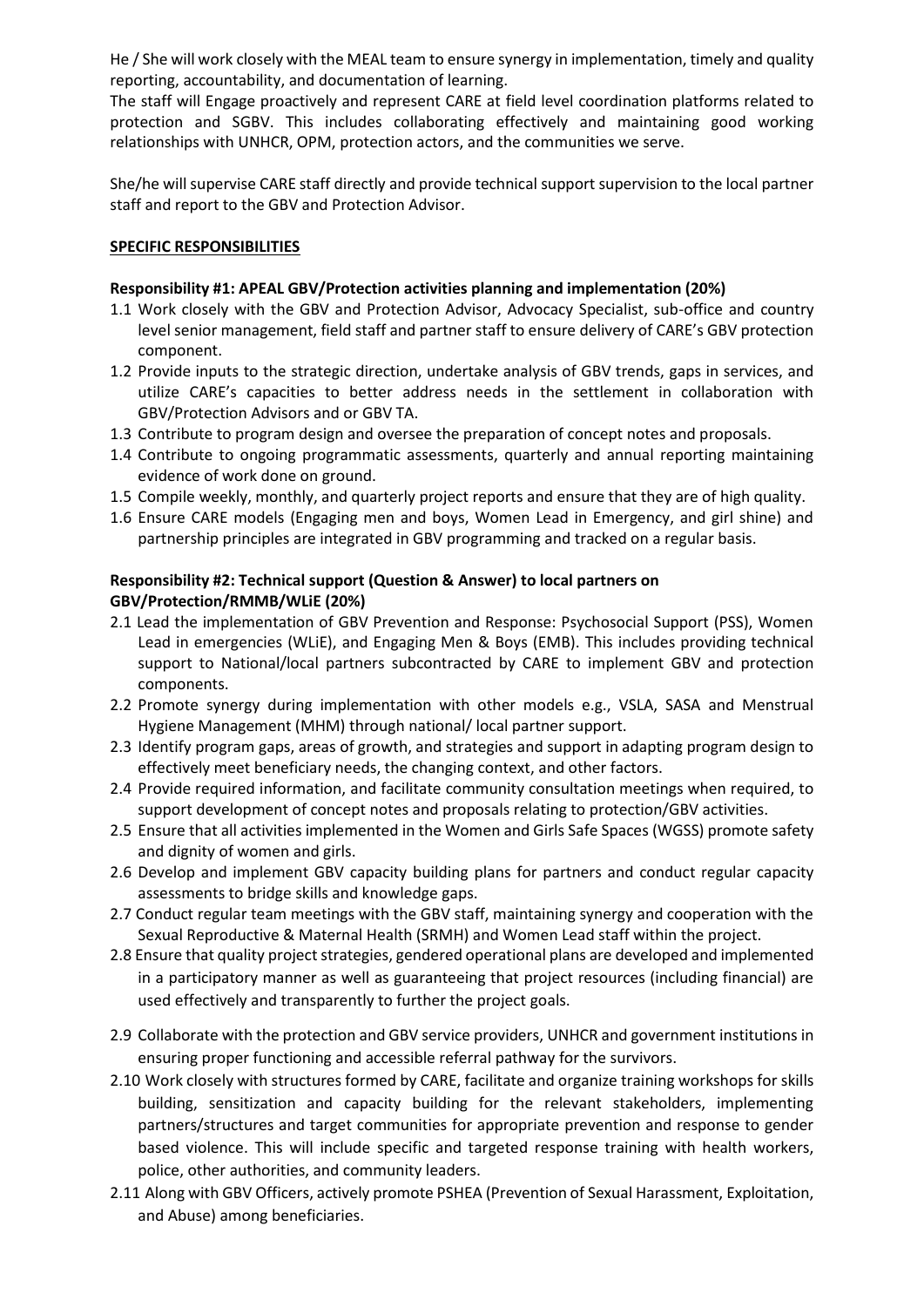He / She will work closely with the MEAL team to ensure synergy in implementation, timely and quality reporting, accountability, and documentation of learning.

The staff will Engage proactively and represent CARE at field level coordination platforms related to protection and SGBV. This includes collaborating effectively and maintaining good working relationships with UNHCR, OPM, protection actors, and the communities we serve.

She/he will supervise CARE staff directly and provide technical support supervision to the local partner staff and report to the GBV and Protection Advisor.

## SPECIFIC RESPONSIBILITIES

### Responsibility #1: APEAL GBV/Protection activities planning and implementation (20%)

1.1 Work closely with the GBV and Protection Advisor, Advocacy Specialist, sub-office and country level senior management, field staff and partner staff to ensure delivery of CARE's GBV protection component.

1.2 Provide inputs to the strategic direction, undertake analysis of GBV trends, gaps in services, and utilize CARE's capacities to better address needs in the settlement in collaboration with GBV/Protection Advisors and or GBV TA.

1.3 Contribute to program design and oversee the preparation of concept notes and proposals.

1.4 Contribute to ongoing programmatic assessments, quarterly and annual reporting maintaining evidence of work done on ground.

1.5 Compile weekly, monthly, and quarterly project reports and ensure that they are of high quality.

1.6 Ensure CARE models (Engaging men and boys, Women Lead in Emergency, and girl shine) and partnership principles are integrated in GBV programming and tracked on a regular basis.

### Responsibility #2: Technical support (Question & Answer) to local partners on GBV/Protection/RMMB/WLiE (20%)

2.1 Lead the implementation of GBV Prevention and Response: Psychosocial Support (PSS), Women Lead in emergencies (WLiE), and Engaging Men & Boys (EMB). This includes providing technical support to National/local partners subcontracted by CARE to implement GBV and protection components.

2.2 Promote synergy during implementation with other models e.g., VSLA, SASA and Menstrual Hygiene Management (MHM) through national/ local partner support.

2.3 Identify program gaps, areas of growth, and strategies and support in adapting program design to effectively meet beneficiary needs, the changing context, and other factors.

2.4 Provide required information, and facilitate community consultation meetings when required, to support development of concept notes and proposals relating to protection/GBV activities.

2.5 Ensure that all activities implemented in the Women and Girls Safe Spaces (WGSS) promote safety and dignity of women and girls.

2.6 Develop and implement GBV capacity building plans for partners and conduct regular capacity assessments to bridge skills and knowledge gaps.

2.7 Conduct regular team meetings with the GBV staff, maintaining synergy and cooperation with the Sexual Reproductive & Maternal Health (SRMH) and Women Lead staff within the project.

2.8 Ensure that quality project strategies, gendered operational plans are developed and implemented in a participatory manner as well as guaranteeing that project resources (including financial) are used effectively and transparently to further the project goals.

2.9 Collaborate with the protection and GBV service providers, UNHCR and government institutions in ensuring proper functioning and accessible referral pathway for the survivors.

2.10 Work closely with structures formed by CARE, facilitate and organize training workshops for skills building, sensitization and capacity building for the relevant stakeholders, implementing partners/structures and target communities for appropriate prevention and response to gender based violence. This will include specific and targeted response training with health workers, police, other authorities, and community leaders.

2.11 Along with GBV Officers, actively promote PSHEA (Prevention of Sexual Harassment, Exploitation, and Abuse) among beneficiaries.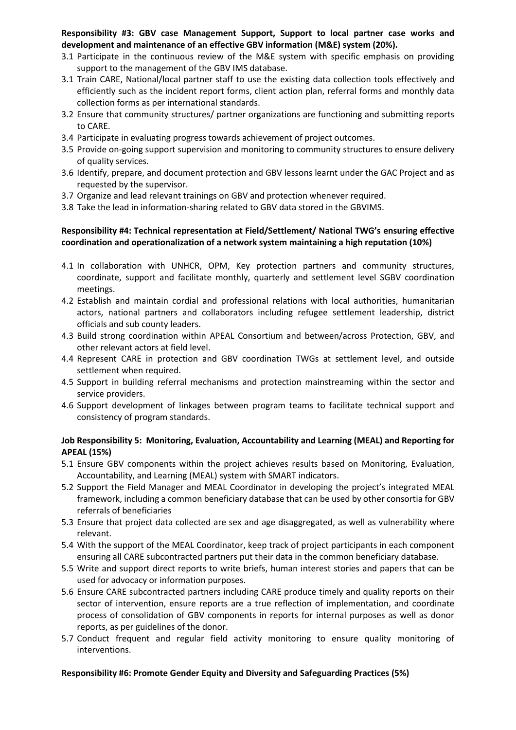**Responsibility #3: GBV case Management Support, Support to local partner case works and development and maintenance of an effective GBV information (M&E) system (20%).**

3.1 Participate in the continuous review of the M&E system with specific emphasis on providing support to the management of the GBV IMS database.

3.1 Train CARE, National/local partner staff to use the existing data collection tools effectively and efficiently such as the incident report forms, client action plan, referral forms and monthly data collection forms as per international standards.

3.2 Ensure that community structures/ partner organizations are functioning and submitting reports to CARE.

3.4 Participate in evaluating progress towards achievement of project outcomes.

3.5 Provide on-going support supervision and monitoring to community structures to ensure delivery of quality services.

3.6 Identify, prepare, and document protection and GBV lessons learnt under the GAC Project and as requested by the supervisor.

3.7 Organize and lead relevant trainings on GBV and protection whenever required.

3.8 Take the lead in information-sharing related to GBV data stored in the GBVIMS.

**Responsibility #4: Technical representation at Field/Settlement/ National TWG's ensuring effective coordination and operationalization of a network system maintaining a high reputation (10%)**

4.1 In collaboration with UNHCR, OPM, Key protection partners and community structures, coordinate, support and facilitate monthly, quarterly and settlement level SGBV coordination meetings.

4.2 Establish and maintain cordial and professional relations with local authorities, humanitarian actors, national partners and collaborators including refugee settlement leadership, district officials and sub county leaders.

4.3 Build strong coordination within APEAL Consortium and between/across Protection, GBV, and other relevant actors at field level.

4.4 Represent CARE in protection and GBV coordination TWGs at settlement level, and outside settlement when required.

4.5 Support in building referral mechanisms and protection mainstreaming within the sector and service providers.

4.6 Support development of linkages between program teams to facilitate technical support and consistency of program standards.

**Job Responsibility 5: Monitoring, Evaluation, Accountability and Learning (MEAL) and Reporting for APEAL (15%)**

5.1 Ensure GBV components within the project achieves results based on Monitoring, Evaluation, Accountability, and Learning (MEAL) system with SMART indicators.

5.2 Support the Field Manager and MEAL Coordinator in developing the project's integrated MEAL framework, including a common beneficiary database that can be used by other consortia for GBV referrals of beneficiaries

5.3 Ensure that project data collected are sex and age disaggregated, as well as vulnerability where relevant.

5.4 With the support of the MEAL Coordinator, keep track of project participants in each component ensuring all CARE subcontracted partners put their data in the common beneficiary database.

5.5 Write and support direct reports to write briefs, human interest stories and papers that can be used for advocacy or information purposes.

5.6 Ensure CARE subcontracted partners including CARE produce timely and quality reports on their sector of intervention, ensure reports are a true reflection of implementation, and coordinate process of consolidation of GBV components in reports for internal purposes as well as donor reports, as per guidelines of the donor.

5.7 Conduct frequent and regular field activity monitoring to ensure quality monitoring of interventions.

**Responsibility #6: Promote Gender Equity and Diversity and Safeguarding Practices (5%)**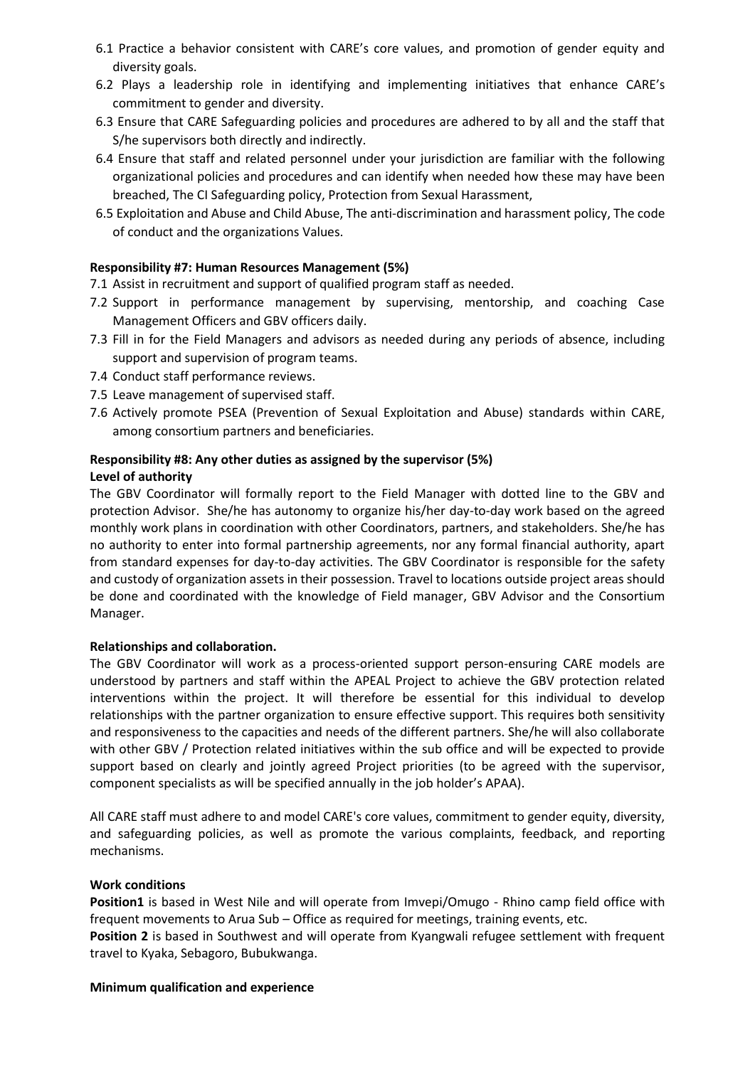6.1 Practice a behavior consistent with CARE's core values, and promotion of gender equity and diversity goals.

6.2 Plays a leadership role in identifying and implementing initiatives that enhance CARE's commitment to gender and diversity.

6.3 Ensure that CARE Safeguarding policies and procedures are adhered to by all and the staff that S/he supervisors both directly and indirectly.

6.4 Ensure that staff and related personnel under your jurisdiction are familiar with the following organizational policies and procedures and can identify when needed how these may have been breached, The CI Safeguarding policy, Protection from Sexual Harassment,

6.5 Exploitation and Abuse and Child Abuse, The anti-discrimination and harassment policy, The code of conduct and the organizations Values.

**Responsibility #7: Human Resources Management (5%)**

7.1 Assist in recruitment and support of qualified program staff as needed.

7.2 Support in performance management by supervising, mentorship, and coaching Case Management Officers and GBV officers daily.

7.3 Fill in for the Field Managers and advisors as needed during any periods of absence, including support and supervision of program teams.

7.4 Conduct staff performance reviews.

7.5 Leave management of supervised staff.

7.6 Actively promote PSEA (Prevention of Sexual Exploitation and Abuse) standards within CARE, among consortium partners and beneficiaries.

**Responsibility #8: Any other duties as assigned by the supervisor (5%)**

**Level of authority**

The GBV Coordinator will formally report to the Field Manager with dotted line to the GBV and protection Advisor. She/he has autonomy to organize his/her day-to-day work based on the agreed monthly work plans in coordination with other Coordinators, partners, and stakeholders. She/he has no authority to enter into formal partnership agreements, nor any formal financial authority, apart from standard expenses for day-to-day activities. The GBV Coordinator is responsible for the safety and custody of organization assets in their possession. Travel to locations outside project areas should be done and coordinated with the knowledge of Field manager, GBV Advisor and the Consortium Manager.

**Relationships and collaboration.**

The GBV Coordinator will work as a process-oriented support person-ensuring CARE models are understood by partners and staff within the APEAL Project to achieve the GBV protection related interventions within the project. It will therefore be essential for this individual to develop relationships with the partner organization to ensure effective support. This requires both sensitivity and responsiveness to the capacities and needs of the different partners. She/he will also collaborate with other GBV / Protection related initiatives within the sub office and will be expected to provide support based on clearly and jointly agreed Project priorities (to be agreed with the supervisor, component specialists as will be specified annually in the job holder's APAA).

All CARE staff must adhere to and model CARE's core values, commitment to gender equity, diversity, and safeguarding policies, as well as promote the various complaints, feedback, and reporting mechanisms.

**Work conditions**

**Position1** is based in West Nile and will operate from Imvepi/Omugo - Rhino camp field office with frequent movements to Arua Sub – Office as required for meetings, training events, etc.

**Position 2** is based in Southwest and will operate from Kyangwali refugee settlement with frequent travel to Kyaka, Sebagoro, Bubukwanga.

**Minimum qualification and experience**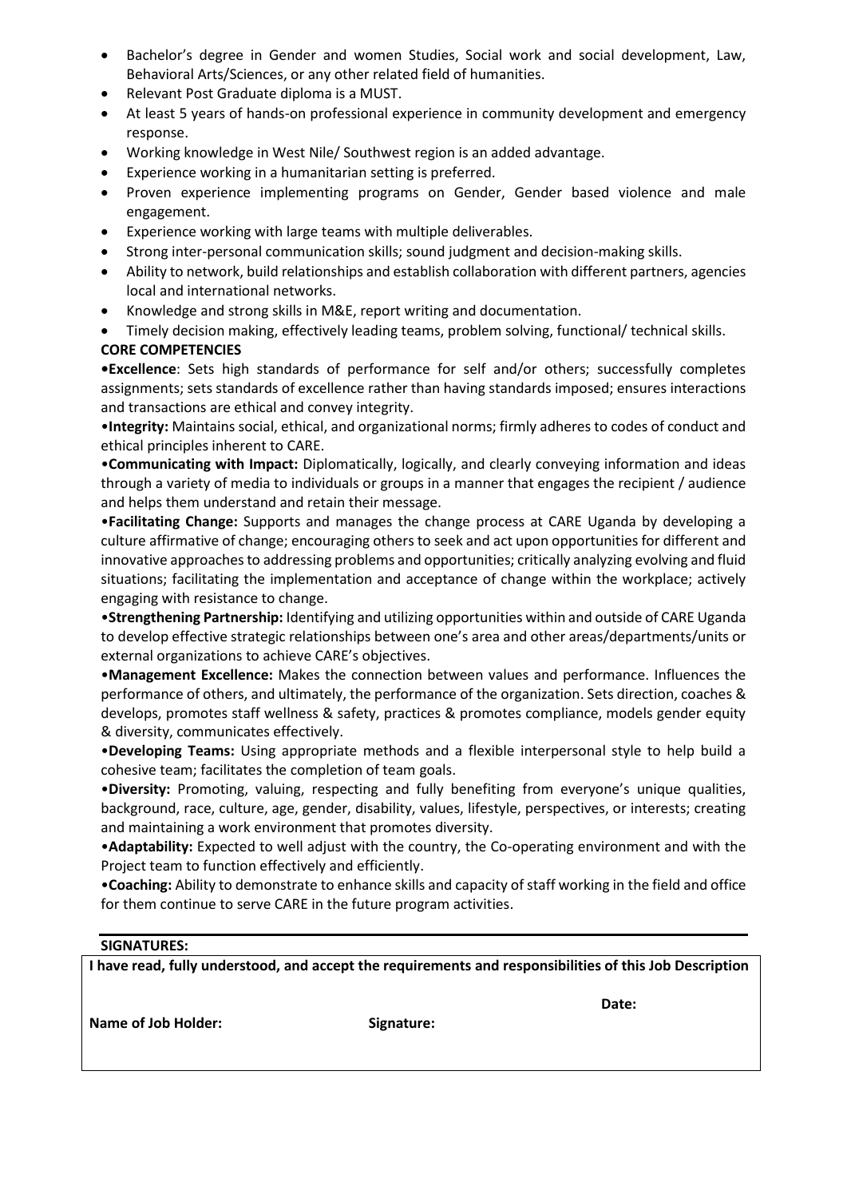- Bachelor's degree in Gender and women Studies, Social work and social development, Law, Behavioral Arts/Sciences, or any other related field of humanities.
- Relevant Post Graduate diploma is a MUST.
- At least 5 years of hands-on professional experience in community development and emergency response.
- Working knowledge in West Nile/ Southwest region is an added advantage.
- Experience working in a humanitarian setting is preferred.
- Proven experience implementing programs on Gender, Gender based violence and male engagement.
- Experience working with large teams with multiple deliverables.
- Strong inter-personal communication skills; sound judgment and decision-making skills.
- Ability to network, build relationships and establish collaboration with different partners, agencies local and international networks.
- Knowledge and strong skills in M&E, report writing and documentation.
- Timely decision making, effectively leading teams, problem solving, functional/ technical skills.

**CORE COMPETENCIES**

•**Excellence**: Sets high standards of performance for self and/or others; successfully completes assignments; sets standards of excellence rather than having standards imposed; ensures interactions and transactions are ethical and convey integrity.

•**Integrity:** Maintains social, ethical, and organizational norms; firmly adheres to codes of conduct and ethical principles inherent to CARE.

•**Communicating with Impact:** Diplomatically, logically, and clearly conveying information and ideas through a variety of media to individuals or groups in a manner that engages the recipient / audience and helps them understand and retain their message.

•**Facilitating Change:** Supports and manages the change process at CARE Uganda by developing a culture affirmative of change; encouraging others to seek and act upon opportunities for different and innovative approaches to addressing problems and opportunities; critically analyzing evolving and fluid situations; facilitating the implementation and acceptance of change within the workplace; actively engaging with resistance to change.

•**Strengthening Partnership:** Identifying and utilizing opportunities within and outside of CARE Uganda to develop effective strategic relationships between one's area and other areas/departments/units or external organizations to achieve CARE's objectives.

•**Management Excellence:** Makes the connection between values and performance. Influences the performance of others, and ultimately, the performance of the organization. Sets direction, coaches & develops, promotes staff wellness & safety, practices & promotes compliance, models gender equity & diversity, communicates effectively.

•**Developing Teams:** Using appropriate methods and a flexible interpersonal style to help build a cohesive team; facilitates the completion of team goals.

•**Diversity:** Promoting, valuing, respecting and fully benefiting from everyone's unique qualities, background, race, culture, age, gender, disability, values, lifestyle, perspectives, or interests; creating and maintaining a work environment that promotes diversity.

•**Adaptability:** Expected to well adjust with the country, the Co-operating environment and with the Project team to function effectively and efficiently.

•**Coaching:** Ability to demonstrate to enhance skills and capacity of staff working in the field and office for them continue to serve CARE in the future program activities.

**SIGNATURES:**

**I have read, fully understood, and accept the requirements and responsibilities of this Job Description**

**Date:**

**Name of Job Holder:** **Signature:**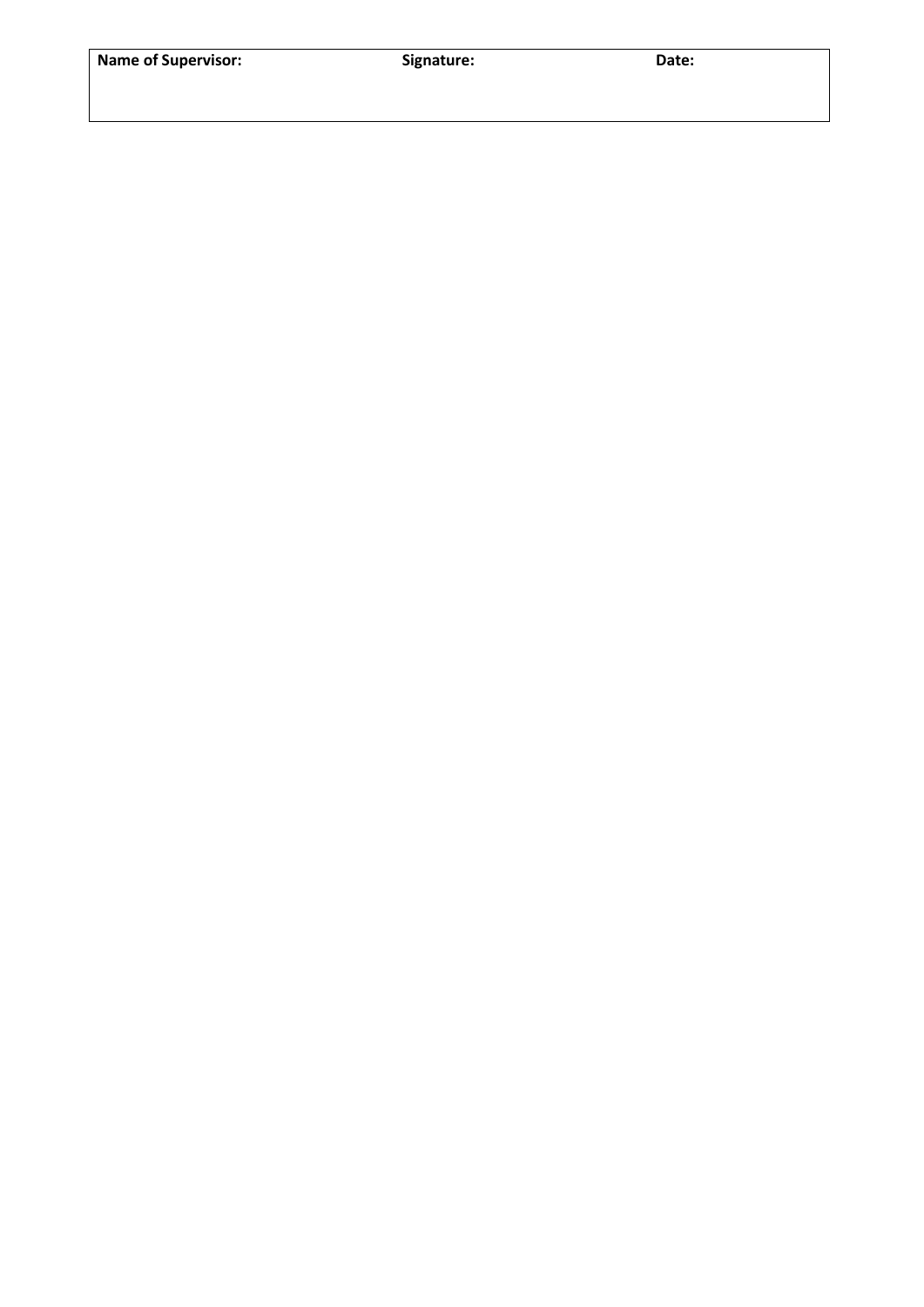| Name of Supervisor: | Signature: | Date: |
| --- | --- | --- |
| | | |